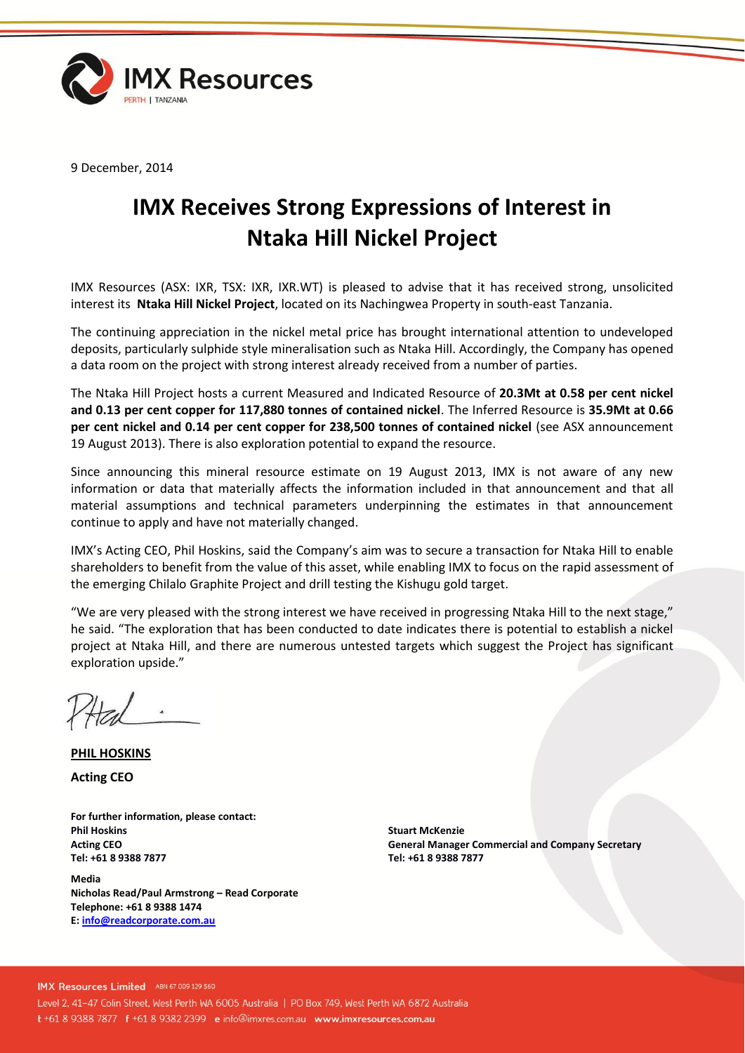9 December, 2014

# IMX Receives Strong Expressions of Interest in Ntaka Hill Nickel Project

IMX Resources (ASX: IXR, TSX: IXR, IXR.WT) is pleased to advise that it has received strong, unsolicited interest its **Ntaka Hill Nickel Project**, located on its Nachingwea Property in south-east Tanzania.

The continuing appreciation in the nickel metal price has brought international attention to undeveloped deposits, particularly sulphide style mineralisation such as Ntaka Hill. Accordingly, the Company has opened a data room on the project with strong interest already received from a number of parties.

The Ntaka Hill Project hosts a current Measured and Indicated Resource of **20.3Mt at 0.58 per cent nickel and 0.13 per cent copper for 117,880 tonnes of contained nickel**. The Inferred Resource is **35.9Mt at 0.66 per cent nickel and 0.14 per cent copper for 238,500 tonnes of contained nickel** (see ASX announcement 19 August 2013). There is also exploration potential to expand the resource.

Since announcing this mineral resource estimate on 19 August 2013, IMX is not aware of any new information or data that materially affects the information included in that announcement and that all material assumptions and technical parameters underpinning the estimates in that announcement continue to apply and have not materially changed.

IMX's Acting CEO, Phil Hoskins, said the Company's aim was to secure a transaction for Ntaka Hill to enable shareholders to benefit from the value of this asset, while enabling IMX to focus on the rapid assessment of the emerging Chilalo Graphite Project and drill testing the Kishugu gold target.

"We are very pleased with the strong interest we have received in progressing Ntaka Hill to the next stage," he said. "The exploration that has been conducted to date indicates there is potential to establish a nickel project at Ntaka Hill, and there are numerous untested targets which suggest the Project has significant exploration upside."

**PHIL HOSKINS**

**Acting CEO**

**For further information, please contact:**
**Phil Hoskins**
**Acting CEO**
**Tel: +61 8 9388 7877**

**Stuart McKenzie**
**General Manager Commercial and Company Secretary**
**Tel: +61 8 9388 7877**

**Media**
**Nicholas Read/Paul Armstrong – Read Corporate**
**Telephone: +61 8 9388 1474**
**E: info@readcorporate.com.au**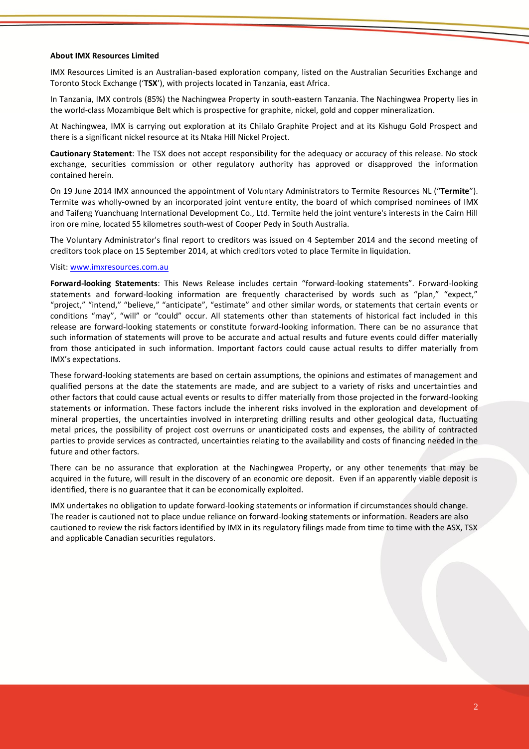**About IMX Resources Limited**

IMX Resources Limited is an Australian-based exploration company, listed on the Australian Securities Exchange and Toronto Stock Exchange ('**TSX**'), with projects located in Tanzania, east Africa.

In Tanzania, IMX controls (85%) the Nachingwea Property in south-eastern Tanzania. The Nachingwea Property lies in the world-class Mozambique Belt which is prospective for graphite, nickel, gold and copper mineralization.

At Nachingwea, IMX is carrying out exploration at its Chilalo Graphite Project and at its Kishugu Gold Prospect and there is a significant nickel resource at its Ntaka Hill Nickel Project.

**Cautionary Statement**: The TSX does not accept responsibility for the adequacy or accuracy of this release. No stock exchange, securities commission or other regulatory authority has approved or disapproved the information contained herein.

On 19 June 2014 IMX announced the appointment of Voluntary Administrators to Termite Resources NL ("**Termite**"). Termite was wholly-owned by an incorporated joint venture entity, the board of which comprised nominees of IMX and Taifeng Yuanchuang International Development Co., Ltd. Termite held the joint venture's interests in the Cairn Hill iron ore mine, located 55 kilometres south-west of Cooper Pedy in South Australia.

The Voluntary Administrator's final report to creditors was issued on 4 September 2014 and the second meeting of creditors took place on 15 September 2014, at which creditors voted to place Termite in liquidation.

Visit: www.imxresources.com.au

**Forward-looking Statements**: This News Release includes certain "forward-looking statements". Forward-looking statements and forward-looking information are frequently characterised by words such as "plan," "expect," "project," "intend," "believe," "anticipate", "estimate" and other similar words, or statements that certain events or conditions "may", "will" or "could" occur. All statements other than statements of historical fact included in this release are forward-looking statements or constitute forward-looking information. There can be no assurance that such information of statements will prove to be accurate and actual results and future events could differ materially from those anticipated in such information. Important factors could cause actual results to differ materially from IMX's expectations.

These forward-looking statements are based on certain assumptions, the opinions and estimates of management and qualified persons at the date the statements are made, and are subject to a variety of risks and uncertainties and other factors that could cause actual events or results to differ materially from those projected in the forward-looking statements or information. These factors include the inherent risks involved in the exploration and development of mineral properties, the uncertainties involved in interpreting drilling results and other geological data, fluctuating metal prices, the possibility of project cost overruns or unanticipated costs and expenses, the ability of contracted parties to provide services as contracted, uncertainties relating to the availability and costs of financing needed in the future and other factors.

There can be no assurance that exploration at the Nachingwea Property, or any other tenements that may be acquired in the future, will result in the discovery of an economic ore deposit. Even if an apparently viable deposit is identified, there is no guarantee that it can be economically exploited.

IMX undertakes no obligation to update forward-looking statements or information if circumstances should change. The reader is cautioned not to place undue reliance on forward-looking statements or information. Readers are also cautioned to review the risk factors identified by IMX in its regulatory filings made from time to time with the ASX, TSX and applicable Canadian securities regulators.